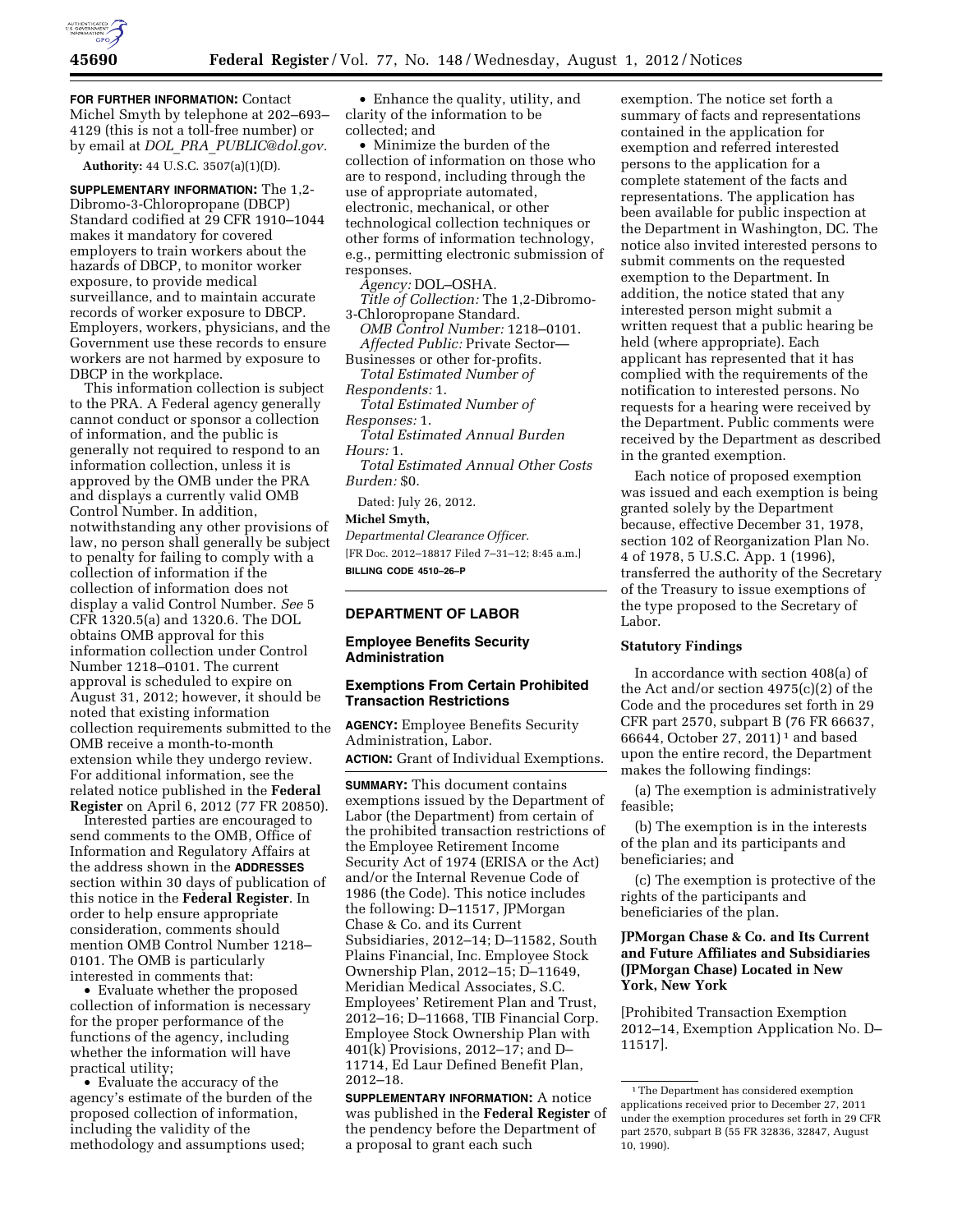**FOR FURTHER INFORMATION:** Contact Michel Smyth by telephone at 202–693–4129 (this is not a toll-free number) or by email at *DOL_PRA_PUBLIC@dol.gov.*

**Authority:** 44 U.S.C. 3507(a)(1)(D).

**SUPPLEMENTARY INFORMATION:** The 1,2-Dibromo-3-Chloropropane (DBCP) Standard codified at 29 CFR 1910–1044 makes it mandatory for covered employers to train workers about the hazards of DBCP, to monitor worker exposure, to provide medical surveillance, and to maintain accurate records of worker exposure to DBCP. Employers, workers, physicians, and the Government use these records to ensure workers are not harmed by exposure to DBCP in the workplace.

This information collection is subject to the PRA. A Federal agency generally cannot conduct or sponsor a collection of information, and the public is generally not required to respond to an information collection, unless it is approved by the OMB under the PRA and displays a currently valid OMB Control Number. In addition, notwithstanding any other provisions of law, no person shall generally be subject to penalty for failing to comply with a collection of information if the collection of information does not display a valid Control Number. *See* 5 CFR 1320.5(a) and 1320.6. The DOL obtains OMB approval for this information collection under Control Number 1218–0101. The current approval is scheduled to expire on August 31, 2012; however, it should be noted that existing information collection requirements submitted to the OMB receive a month-to-month extension while they undergo review. For additional information, see the related notice published in the **Federal Register** on April 6, 2012 (77 FR 20850).

Interested parties are encouraged to send comments to the OMB, Office of Information and Regulatory Affairs at the address shown in the **ADDRESSES** section within 30 days of publication of this notice in the **Federal Register**. In order to help ensure appropriate consideration, comments should mention OMB Control Number 1218–0101. The OMB is particularly interested in comments that:

- Evaluate whether the proposed collection of information is necessary for the proper performance of the functions of the agency, including whether the information will have practical utility;
- Evaluate the accuracy of the agency's estimate of the burden of the proposed collection of information, including the validity of the methodology and assumptions used;
- Enhance the quality, utility, and clarity of the information to be collected; and
- Minimize the burden of the collection of information on those who are to respond, including through the use of appropriate automated, electronic, mechanical, or other technological collection techniques or other forms of information technology, e.g., permitting electronic submission of responses.

*Agency:* DOL–OSHA.

*Title of Collection:* The 1,2-Dibromo-3-Chloropropane Standard.

*OMB Control Number:* 1218–0101.

*Affected Public:* Private Sector—Businesses or other for-profits.

*Total Estimated Number of Respondents:* 1.

*Total Estimated Number of Responses:* 1.

*Total Estimated Annual Burden Hours:* 1.

*Total Estimated Annual Other Costs Burden:* $0.

Dated: July 26, 2012.

**Michel Smyth,**

*Departmental Clearance Officer.*

[FR Doc. 2012–18817 Filed 7–31–12; 8:45 a.m.]

**BILLING CODE 4510–26–P**

## DEPARTMENT OF LABOR

### Employee Benefits Security Administration

### Exemptions From Certain Prohibited Transaction Restrictions

**AGENCY:** Employee Benefits Security Administration, Labor.

**ACTION:** Grant of Individual Exemptions.

**SUMMARY:** This document contains exemptions issued by the Department of Labor (the Department) from certain of the prohibited transaction restrictions of the Employee Retirement Income Security Act of 1974 (ERISA or the Act) and/or the Internal Revenue Code of 1986 (the Code). This notice includes the following: D–11517, JPMorgan Chase & Co. and its Current Subsidiaries, 2012–14; D–11582, South Plains Financial, Inc. Employee Stock Ownership Plan, 2012–15; D–11649, Meridian Medical Associates, S.C. Employees' Retirement Plan and Trust, 2012–16; D–11668, TIB Financial Corp. Employee Stock Ownership Plan with 401(k) Provisions, 2012–17; and D–11714, Ed Laur Defined Benefit Plan, 2012–18.

**SUPPLEMENTARY INFORMATION:** A notice was published in the **Federal Register** of the pendency before the Department of a proposal to grant each such exemption. The notice set forth a summary of facts and representations contained in the application for exemption and referred interested persons to the application for a complete statement of the facts and representations. The application has been available for public inspection at the Department in Washington, DC. The notice also invited interested persons to submit comments on the requested exemption to the Department. In addition, the notice stated that any interested person might submit a written request that a public hearing be held (where appropriate). Each applicant has represented that it has complied with the requirements of the notification to interested persons. No requests for a hearing were received by the Department. Public comments were received by the Department as described in the granted exemption.

Each notice of proposed exemption was issued and each exemption is being granted solely by the Department because, effective December 31, 1978, section 102 of Reorganization Plan No. 4 of 1978, 5 U.S.C. App. 1 (1996), transferred the authority of the Secretary of the Treasury to issue exemptions of the type proposed to the Secretary of Labor.

#### Statutory Findings

In accordance with section 408(a) of the Act and/or section 4975(c)(2) of the Code and the procedures set forth in 29 CFR part 2570, subpart B (76 FR 66637, 66644, October 27, 2011) [1] and based upon the entire record, the Department makes the following findings:

(a) The exemption is administratively feasible;

(b) The exemption is in the interests of the plan and its participants and beneficiaries; and

(c) The exemption is protective of the rights of the participants and beneficiaries of the plan.

#### JPMorgan Chase & Co. and Its Current and Future Affiliates and Subsidiaries (JPMorgan Chase) Located in New York, New York

[Prohibited Transaction Exemption 2012–14, Exemption Application No. D–11517].

[1] The Department has considered exemption applications received prior to December 27, 2011 under the exemption procedures set forth in 29 CFR part 2570, subpart B (55 FR 32836, 32847, August 10, 1990).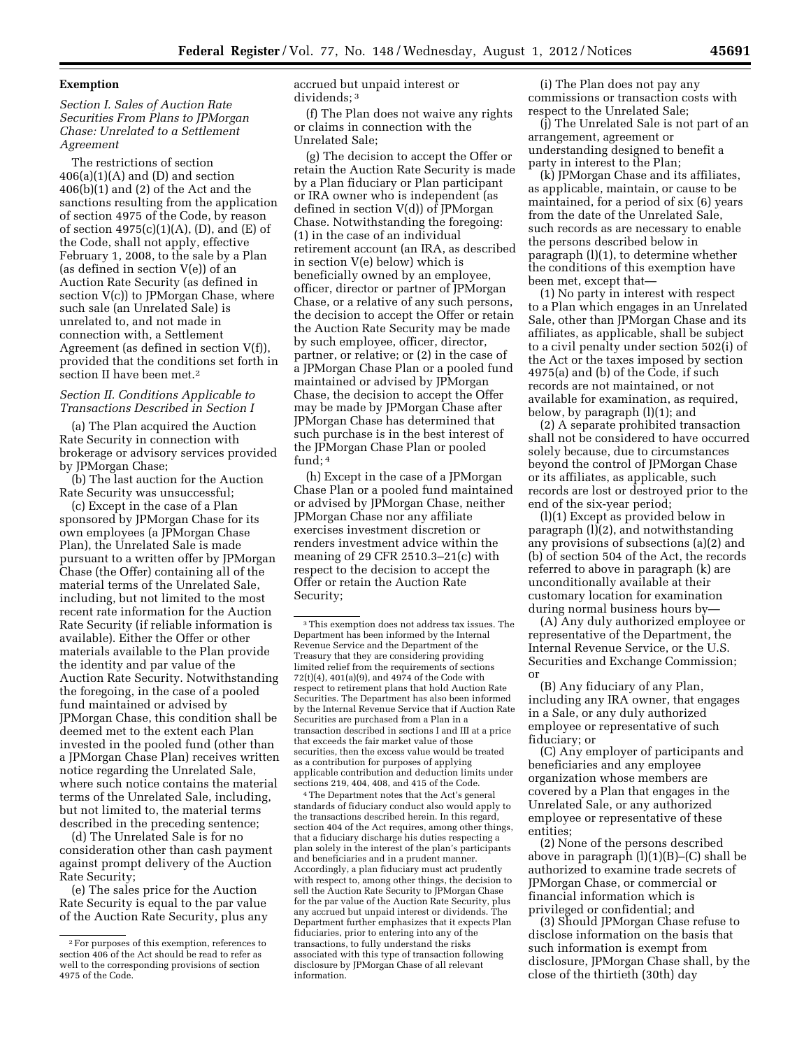### Exemption

*Section I. Sales of Auction Rate Securities From Plans to JPMorgan Chase: Unrelated to a Settlement Agreement*

The restrictions of section 406(a)(1)(A) and (D) and section 406(b)(1) and (2) of the Act and the sanctions resulting from the application of section 4975 of the Code, by reason of section 4975(c)(1)(A), (D), and (E) of the Code, shall not apply, effective February 1, 2008, to the sale by a Plan (as defined in section V(e)) of an Auction Rate Security (as defined in section V(c)) to JPMorgan Chase, where such sale (an Unrelated Sale) is unrelated to, and not made in connection with, a Settlement Agreement (as defined in section V(f)), provided that the conditions set forth in section II have been met.[2]

*Section II. Conditions Applicable to Transactions Described in Section I*

(a) The Plan acquired the Auction Rate Security in connection with brokerage or advisory services provided by JPMorgan Chase;

(b) The last auction for the Auction Rate Security was unsuccessful;

(c) Except in the case of a Plan sponsored by JPMorgan Chase for its own employees (a JPMorgan Chase Plan), the Unrelated Sale is made pursuant to a written offer by JPMorgan Chase (the Offer) containing all of the material terms of the Unrelated Sale, including, but not limited to the most recent rate information for the Auction Rate Security (if reliable information is available). Either the Offer or other materials available to the Plan provide the identity and par value of the Auction Rate Security. Notwithstanding the foregoing, in the case of a pooled fund maintained or advised by JPMorgan Chase, this condition shall be deemed met to the extent each Plan invested in the pooled fund (other than a JPMorgan Chase Plan) receives written notice regarding the Unrelated Sale, where such notice contains the material terms of the Unrelated Sale, including, but not limited to, the material terms described in the preceding sentence;

(d) The Unrelated Sale is for no consideration other than cash payment against prompt delivery of the Auction Rate Security;

(e) The sales price for the Auction Rate Security is equal to the par value of the Auction Rate Security, plus any accrued but unpaid interest or dividends;[3]

(f) The Plan does not waive any rights or claims in connection with the Unrelated Sale;

(g) The decision to accept the Offer or retain the Auction Rate Security is made by a Plan fiduciary or Plan participant or IRA owner who is independent (as defined in section V(d)) of JPMorgan Chase. Notwithstanding the foregoing: (1) in the case of an individual retirement account (an IRA, as described in section V(e) below) which is beneficially owned by an employee, officer, director or partner of JPMorgan Chase, or a relative of any such persons, the decision to accept the Offer or retain the Auction Rate Security may be made by such employee, officer, director, partner, or relative; or (2) in the case of a JPMorgan Chase Plan or a pooled fund maintained or advised by JPMorgan Chase, the decision to accept the Offer may be made by JPMorgan Chase after JPMorgan Chase has determined that such purchase is in the best interest of the JPMorgan Chase Plan or pooled fund;[4]

(h) Except in the case of a JPMorgan Chase Plan or a pooled fund maintained or advised by JPMorgan Chase, neither JPMorgan Chase nor any affiliate exercises investment discretion or renders investment advice within the meaning of 29 CFR 2510.3–21(c) with respect to the decision to accept the Offer or retain the Auction Rate Security;

(i) The Plan does not pay any commissions or transaction costs with respect to the Unrelated Sale;

(j) The Unrelated Sale is not part of an arrangement, agreement or understanding designed to benefit a party in interest to the Plan;

(k) JPMorgan Chase and its affiliates, as applicable, maintain, or cause to be maintained, for a period of six (6) years from the date of the Unrelated Sale, such records as are necessary to enable the persons described below in paragraph (l)(1), to determine whether the conditions of this exemption have been met, except that—

(1) No party in interest with respect to a Plan which engages in an Unrelated Sale, other than JPMorgan Chase and its affiliates, as applicable, shall be subject to a civil penalty under section 502(i) of the Act or the taxes imposed by section 4975(a) and (b) of the Code, if such records are not maintained, or not available for examination, as required, below, by paragraph (l)(1); and

(2) A separate prohibited transaction shall not be considered to have occurred solely because, due to circumstances beyond the control of JPMorgan Chase or its affiliates, as applicable, such records are lost or destroyed prior to the end of the six-year period;

(l)(1) Except as provided below in paragraph (l)(2), and notwithstanding any provisions of subsections (a)(2) and (b) of section 504 of the Act, the records referred to above in paragraph (k) are unconditionally available at their customary location for examination during normal business hours by—

(A) Any duly authorized employee or representative of the Department, the Internal Revenue Service, or the U.S. Securities and Exchange Commission; or

(B) Any fiduciary of any Plan, including any IRA owner, that engages in a Sale, or any duly authorized employee or representative of such fiduciary; or

(C) Any employer of participants and beneficiaries and any employee organization whose members are covered by a Plan that engages in the Unrelated Sale, or any authorized employee or representative of these entities;

(2) None of the persons described above in paragraph (l)(1)(B)–(C) shall be authorized to examine trade secrets of JPMorgan Chase, or commercial or financial information which is privileged or confidential; and

(3) Should JPMorgan Chase refuse to disclose information on the basis that such information is exempt from disclosure, JPMorgan Chase shall, by the close of the thirtieth (30th) day

---

[2] For purposes of this exemption, references to section 406 of the Act should be read to refer as well to the corresponding provisions of section 4975 of the Code.

[3] This exemption does not address tax issues. The Department has been informed by the Internal Revenue Service and the Department of the Treasury that they are considering providing limited relief from the requirements of sections 72(t)(4), 401(a)(9), and 4974 of the Code with respect to retirement plans that hold Auction Rate Securities. The Department has also been informed by the Internal Revenue Service that if Auction Rate Securities are purchased from a Plan in a transaction described in sections I and III at a price that exceeds the fair market value of those securities, then the excess value would be treated as a contribution for purposes of applying applicable contribution and deduction limits under sections 219, 404, 408, and 415 of the Code.

[4] The Department notes that the Act's general standards of fiduciary conduct also would apply to the transactions described herein. In this regard, section 404 of the Act requires, among other things, that a fiduciary discharge his duties respecting a plan solely in the interest of the plan's participants and beneficiaries and in a prudent manner. Accordingly, a plan fiduciary must act prudently with respect to, among other things, the decision to sell the Auction Rate Security to JPMorgan Chase for the par value of the Auction Rate Security, plus any accrued but unpaid interest or dividends. The Department further emphasizes that it expects Plan fiduciaries, prior to entering into any of the transactions, to fully understand the risks associated with this type of transaction following disclosure by JPMorgan Chase of all relevant information.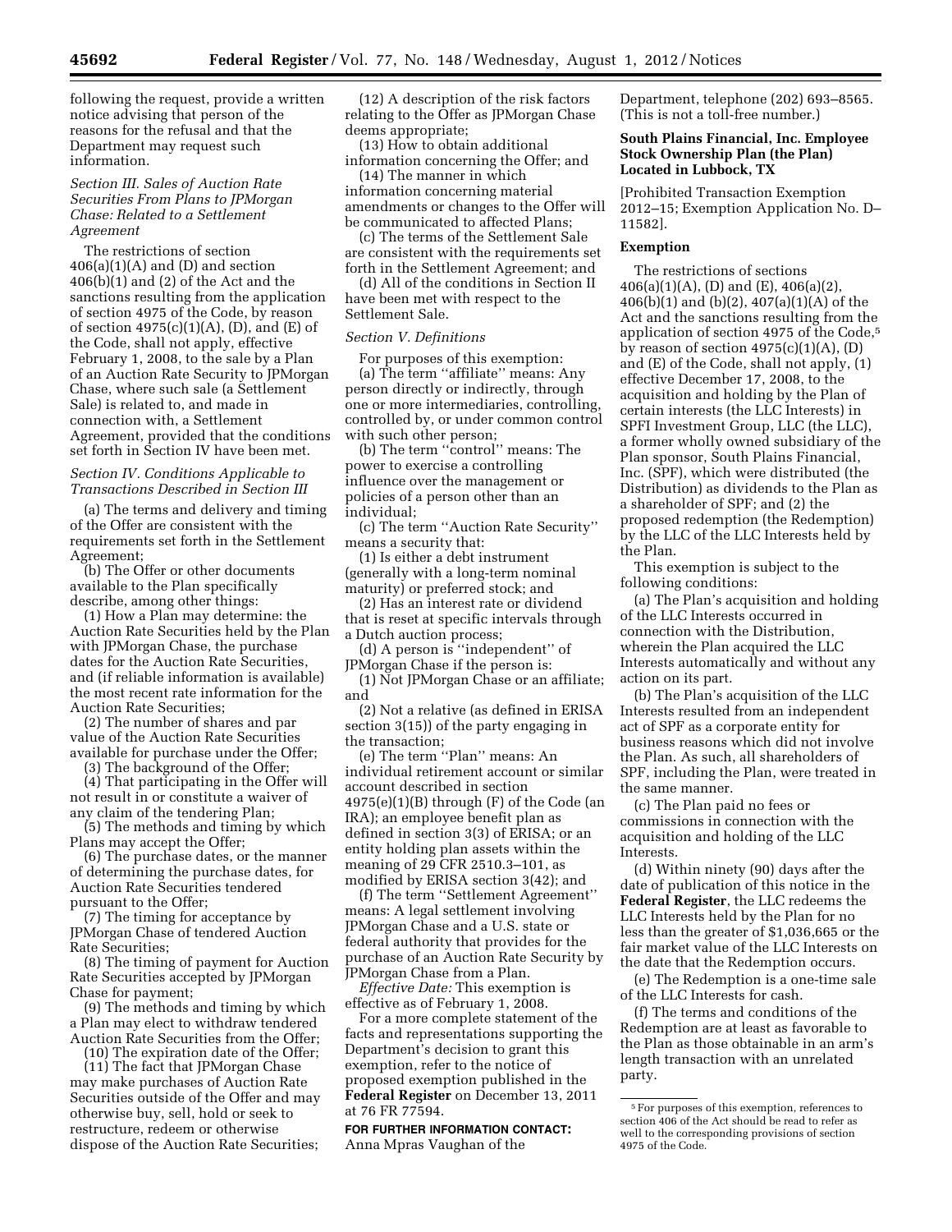following the request, provide a written notice advising that person of the reasons for the refusal and that the Department may request such information.

*Section III. Sales of Auction Rate Securities From Plans to JPMorgan Chase: Related to a Settlement Agreement*

The restrictions of section 406(a)(1)(A) and (D) and section 406(b)(1) and (2) of the Act and the sanctions resulting from the application of section 4975 of the Code, by reason of section 4975(c)(1)(A), (D), and (E) of the Code, shall not apply, effective February 1, 2008, to the sale by a Plan of an Auction Rate Security to JPMorgan Chase, where such sale (a Settlement Sale) is related to, and made in connection with, a Settlement Agreement, provided that the conditions set forth in Section IV have been met.

*Section IV. Conditions Applicable to Transactions Described in Section III*

(a) The terms and delivery and timing of the Offer are consistent with the requirements set forth in the Settlement Agreement;

(b) The Offer or other documents available to the Plan specifically describe, among other things:

(1) How a Plan may determine: the Auction Rate Securities held by the Plan with JPMorgan Chase, the purchase dates for the Auction Rate Securities, and (if reliable information is available) the most recent rate information for the Auction Rate Securities;

(2) The number of shares and par value of the Auction Rate Securities available for purchase under the Offer;

(3) The background of the Offer;

(4) That participating in the Offer will not result in or constitute a waiver of any claim of the tendering Plan;

(5) The methods and timing by which Plans may accept the Offer;

(6) The purchase dates, or the manner of determining the purchase dates, for Auction Rate Securities tendered pursuant to the Offer;

(7) The timing for acceptance by JPMorgan Chase of tendered Auction Rate Securities;

(8) The timing of payment for Auction Rate Securities accepted by JPMorgan Chase for payment;

(9) The methods and timing by which a Plan may elect to withdraw tendered Auction Rate Securities from the Offer;

(10) The expiration date of the Offer;

(11) The fact that JPMorgan Chase may make purchases of Auction Rate Securities outside of the Offer and may otherwise buy, sell, hold or seek to restructure, redeem or otherwise dispose of the Auction Rate Securities;

(12) A description of the risk factors relating to the Offer as JPMorgan Chase deems appropriate;

(13) How to obtain additional information concerning the Offer; and

(14) The manner in which information concerning material amendments or changes to the Offer will be communicated to affected Plans;

(c) The terms of the Settlement Sale are consistent with the requirements set forth in the Settlement Agreement; and

(d) All of the conditions in Section II have been met with respect to the Settlement Sale.

*Section V. Definitions*

For purposes of this exemption:

(a) The term ''affiliate'' means: Any person directly or indirectly, through one or more intermediaries, controlling, controlled by, or under common control with such other person;

(b) The term ''control'' means: The power to exercise a controlling influence over the management or policies of a person other than an individual;

(c) The term ''Auction Rate Security'' means a security that:

(1) Is either a debt instrument (generally with a long-term nominal maturity) or preferred stock; and

(2) Has an interest rate or dividend that is reset at specific intervals through a Dutch auction process;

(d) A person is ''independent'' of JPMorgan Chase if the person is:

(1) Not JPMorgan Chase or an affiliate; and

(2) Not a relative (as defined in ERISA section 3(15)) of the party engaging in the transaction;

(e) The term ''Plan'' means: An individual retirement account or similar account described in section 4975(e)(1)(B) through (F) of the Code (an IRA); an employee benefit plan as defined in section 3(3) of ERISA; or an entity holding plan assets within the meaning of 29 CFR 2510.3–101, as modified by ERISA section 3(42); and

(f) The term ''Settlement Agreement'' means: A legal settlement involving JPMorgan Chase and a U.S. state or federal authority that provides for the purchase of an Auction Rate Security by JPMorgan Chase from a Plan.

*Effective Date:* This exemption is effective as of February 1, 2008.

For a more complete statement of the facts and representations supporting the Department's decision to grant this exemption, refer to the notice of proposed exemption published in the **Federal Register** on December 13, 2011 at 76 FR 77594.

**FOR FURTHER INFORMATION CONTACT:** Anna Mpras Vaughan of the Department, telephone (202) 693–8565. (This is not a toll-free number.)

**South Plains Financial, Inc. Employee Stock Ownership Plan (the Plan) Located in Lubbock, TX**

[Prohibited Transaction Exemption 2012–15; Exemption Application No. D–11582].

**Exemption**

The restrictions of sections 406(a)(1)(A), (D) and (E), 406(a)(2), 406(b)(1) and (b)(2), 407(a)(1)(A) of the Act and the sanctions resulting from the application of section 4975 of the Code,[5] by reason of section 4975(c)(1)(A), (D) and (E) of the Code, shall not apply, (1) effective December 17, 2008, to the acquisition and holding by the Plan of certain interests (the LLC Interests) in SPFI Investment Group, LLC (the LLC), a former wholly owned subsidiary of the Plan sponsor, South Plains Financial, Inc. (SPF), which were distributed (the Distribution) as dividends to the Plan as a shareholder of SPF; and (2) the proposed redemption (the Redemption) by the LLC of the LLC Interests held by the Plan.

This exemption is subject to the following conditions:

(a) The Plan's acquisition and holding of the LLC Interests occurred in connection with the Distribution, wherein the Plan acquired the LLC Interests automatically and without any action on its part.

(b) The Plan's acquisition of the LLC Interests resulted from an independent act of SPF as a corporate entity for business reasons which did not involve the Plan. As such, all shareholders of SPF, including the Plan, were treated in the same manner.

(c) The Plan paid no fees or commissions in connection with the acquisition and holding of the LLC Interests.

(d) Within ninety (90) days after the date of publication of this notice in the **Federal Register**, the LLC redeems the LLC Interests held by the Plan for no less than the greater of $1,036,665 or the fair market value of the LLC Interests on the date that the Redemption occurs.

(e) The Redemption is a one-time sale of the LLC Interests for cash.

(f) The terms and conditions of the Redemption are at least as favorable to the Plan as those obtainable in an arm's length transaction with an unrelated party.

[5] For purposes of this exemption, references to section 406 of the Act should be read to refer as well to the corresponding provisions of section 4975 of the Code.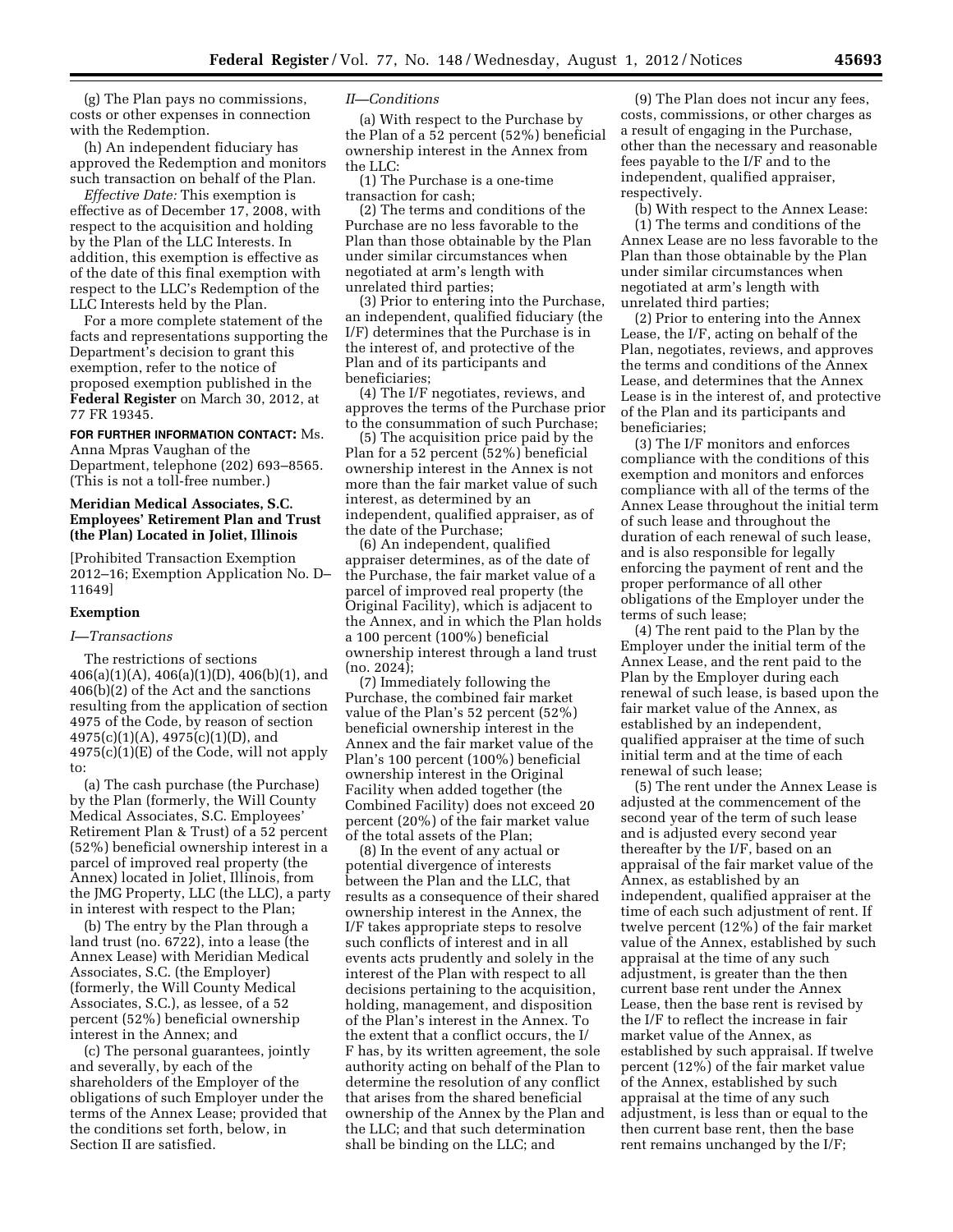(g) The Plan pays no commissions, costs or other expenses in connection with the Redemption.

(h) An independent fiduciary has approved the Redemption and monitors such transaction on behalf of the Plan.

*Effective Date:* This exemption is effective as of December 17, 2008, with respect to the acquisition and holding by the Plan of the LLC Interests. In addition, this exemption is effective as of the date of this final exemption with respect to the LLC's Redemption of the LLC Interests held by the Plan.

For a more complete statement of the facts and representations supporting the Department's decision to grant this exemption, refer to the notice of proposed exemption published in the **Federal Register** on March 30, 2012, at 77 FR 19345.

**FOR FURTHER INFORMATION CONTACT:** Ms. Anna Mpras Vaughan of the Department, telephone (202) 693–8565. (This is not a toll-free number.)

## Meridian Medical Associates, S.C. Employees' Retirement Plan and Trust (the Plan) Located in Joliet, Illinois

[Prohibited Transaction Exemption 2012–16; Exemption Application No. D–11649]

### Exemption

*I—Transactions*

The restrictions of sections 406(a)(1)(A), 406(a)(1)(D), 406(b)(1), and 406(b)(2) of the Act and the sanctions resulting from the application of section 4975 of the Code, by reason of section 4975(c)(1)(A), 4975(c)(1)(D), and 4975(c)(1)(E) of the Code, will not apply to:

(a) The cash purchase (the Purchase) by the Plan (formerly, the Will County Medical Associates, S.C. Employees' Retirement Plan & Trust) of a 52 percent (52%) beneficial ownership interest in a parcel of improved real property (the Annex) located in Joliet, Illinois, from the JMG Property, LLC (the LLC), a party in interest with respect to the Plan;

(b) The entry by the Plan through a land trust (no. 6722), into a lease (the Annex Lease) with Meridian Medical Associates, S.C. (the Employer) (formerly, the Will County Medical Associates, S.C.), as lessee, of a 52 percent (52%) beneficial ownership interest in the Annex; and

(c) The personal guarantees, jointly and severally, by each of the shareholders of the Employer of the obligations of such Employer under the terms of the Annex Lease; provided that the conditions set forth, below, in Section II are satisfied.

*II—Conditions*

(a) With respect to the Purchase by the Plan of a 52 percent (52%) beneficial ownership interest in the Annex from the LLC:

(1) The Purchase is a one-time transaction for cash;

(2) The terms and conditions of the Purchase are no less favorable to the Plan than those obtainable by the Plan under similar circumstances when negotiated at arm's length with unrelated third parties;

(3) Prior to entering into the Purchase, an independent, qualified fiduciary (the I/F) determines that the Purchase is in the interest of, and protective of the Plan and of its participants and beneficiaries;

(4) The I/F negotiates, reviews, and approves the terms of the Purchase prior to the consummation of such Purchase;

(5) The acquisition price paid by the Plan for a 52 percent (52%) beneficial ownership interest in the Annex is not more than the fair market value of such interest, as determined by an independent, qualified appraiser, as of the date of the Purchase;

(6) An independent, qualified appraiser determines, as of the date of the Purchase, the fair market value of a parcel of improved real property (the Original Facility), which is adjacent to the Annex, and in which the Plan holds a 100 percent (100%) beneficial ownership interest through a land trust (no. 2024);

(7) Immediately following the Purchase, the combined fair market value of the Plan's 52 percent (52%) beneficial ownership interest in the Annex and the fair market value of the Plan's 100 percent (100%) beneficial ownership interest in the Original Facility when added together (the Combined Facility) does not exceed 20 percent (20%) of the fair market value of the total assets of the Plan;

(8) In the event of any actual or potential divergence of interests between the Plan and the LLC, that results as a consequence of their shared ownership interest in the Annex, the I/F takes appropriate steps to resolve such conflicts of interest and in all events acts prudently and solely in the interest of the Plan with respect to all decisions pertaining to the acquisition, holding, management, and disposition of the Plan's interest in the Annex. To the extent that a conflict occurs, the I/F has, by its written agreement, the sole authority acting on behalf of the Plan to determine the resolution of any conflict that arises from the shared beneficial ownership of the Annex by the Plan and the LLC; and that such determination shall be binding on the LLC; and

(9) The Plan does not incur any fees, costs, commissions, or other charges as a result of engaging in the Purchase, other than the necessary and reasonable fees payable to the I/F and to the independent, qualified appraiser, respectively.

(b) With respect to the Annex Lease:

(1) The terms and conditions of the Annex Lease are no less favorable to the Plan than those obtainable by the Plan under similar circumstances when negotiated at arm's length with unrelated third parties;

(2) Prior to entering into the Annex Lease, the I/F, acting on behalf of the Plan, negotiates, reviews, and approves the terms and conditions of the Annex Lease, and determines that the Annex Lease is in the interest of, and protective of the Plan and its participants and beneficiaries;

(3) The I/F monitors and enforces compliance with the conditions of this exemption and monitors and enforces compliance with all of the terms of the Annex Lease throughout the initial term of such lease and throughout the duration of each renewal of such lease, and is also responsible for legally enforcing the payment of rent and the proper performance of all other obligations of the Employer under the terms of such lease;

(4) The rent paid to the Plan by the Employer under the initial term of the Annex Lease, and the rent paid to the Plan by the Employer during each renewal of such lease, is based upon the fair market value of the Annex, as established by an independent, qualified appraiser at the time of such initial term and at the time of each renewal of such lease;

(5) The rent under the Annex Lease is adjusted at the commencement of the second year of the term of such lease and is adjusted every second year thereafter by the I/F, based on an appraisal of the fair market value of the Annex, as established by an independent, qualified appraiser at the time of each such adjustment of rent. If twelve percent (12%) of the fair market value of the Annex, established by such appraisal at the time of any such adjustment, is greater than the then current base rent under the Annex Lease, then the base rent is revised by the I/F to reflect the increase in fair market value of the Annex, as established by such appraisal. If twelve percent (12%) of the fair market value of the Annex, established by such appraisal at the time of any such adjustment, is less than or equal to the then current base rent, then the base rent remains unchanged by the I/F;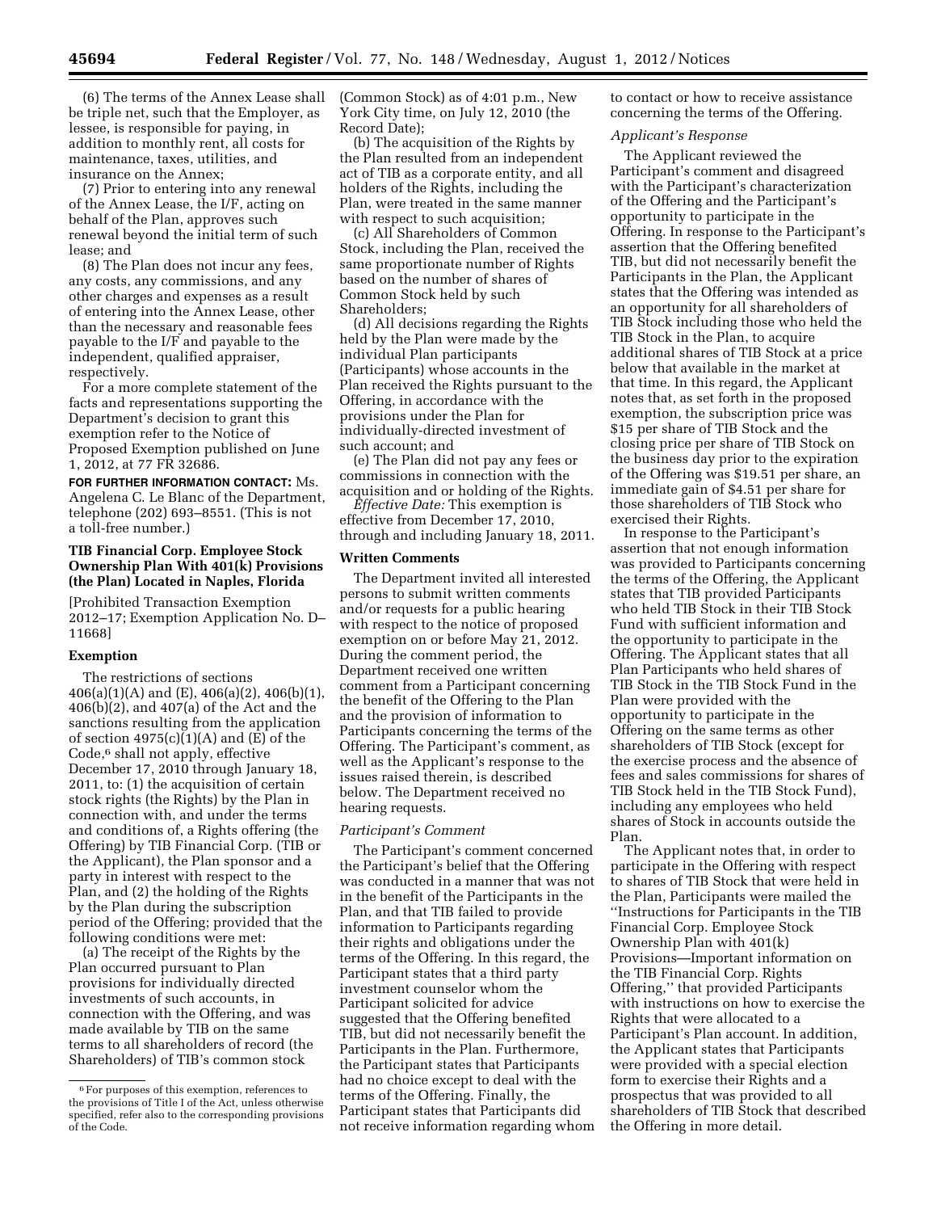(6) The terms of the Annex Lease shall be triple net, such that the Employer, as lessee, is responsible for paying, in addition to monthly rent, all costs for maintenance, taxes, utilities, and insurance on the Annex;

(7) Prior to entering into any renewal of the Annex Lease, the I/F, acting on behalf of the Plan, approves such renewal beyond the initial term of such lease; and

(8) The Plan does not incur any fees, any costs, any commissions, and any other charges and expenses as a result of entering into the Annex Lease, other than the necessary and reasonable fees payable to the I/F and payable to the independent, qualified appraiser, respectively.

For a more complete statement of the facts and representations supporting the Department's decision to grant this exemption refer to the Notice of Proposed Exemption published on June 1, 2012, at 77 FR 32686.

**FOR FURTHER INFORMATION CONTACT:** Ms. Angelena C. Le Blanc of the Department, telephone (202) 693–8551. (This is not a toll-free number.)

### TIB Financial Corp. Employee Stock Ownership Plan With 401(k) Provisions (the Plan) Located in Naples, Florida

[Prohibited Transaction Exemption 2012–17; Exemption Application No. D–11668]

#### Exemption

The restrictions of sections 406(a)(1)(A) and (E), 406(a)(2), 406(b)(1), 406(b)(2), and 407(a) of the Act and the sanctions resulting from the application of section 4975(c)(1)(A) and (E) of the Code,[6] shall not apply, effective December 17, 2010 through January 18, 2011, to: (1) the acquisition of certain stock rights (the Rights) by the Plan in connection with, and under the terms and conditions of, a Rights offering (the Offering) by TIB Financial Corp. (TIB or the Applicant), the Plan sponsor and a party in interest with respect to the Plan, and (2) the holding of the Rights by the Plan during the subscription period of the Offering; provided that the following conditions were met:

(a) The receipt of the Rights by the Plan occurred pursuant to Plan provisions for individually directed investments of such accounts, in connection with the Offering, and was made available by TIB on the same terms to all shareholders of record (the Shareholders) of TIB's common stock (Common Stock) as of 4:01 p.m., New York City time, on July 12, 2010 (the Record Date);

(b) The acquisition of the Rights by the Plan resulted from an independent act of TIB as a corporate entity, and all holders of the Rights, including the Plan, were treated in the same manner with respect to such acquisition;

(c) All Shareholders of Common Stock, including the Plan, received the same proportionate number of Rights based on the number of shares of Common Stock held by such Shareholders;

(d) All decisions regarding the Rights held by the Plan were made by the individual Plan participants (Participants) whose accounts in the Plan received the Rights pursuant to the Offering, in accordance with the provisions under the Plan for individually-directed investment of such account; and

(e) The Plan did not pay any fees or commissions in connection with the acquisition and or holding of the Rights.

*Effective Date:* This exemption is effective from December 17, 2010, through and including January 18, 2011.

#### Written Comments

The Department invited all interested persons to submit written comments and/or requests for a public hearing with respect to the notice of proposed exemption on or before May 21, 2012. During the comment period, the Department received one written comment from a Participant concerning the benefit of the Offering to the Plan and the provision of information to Participants concerning the terms of the Offering. The Participant's comment, as well as the Applicant's response to the issues raised therein, is described below. The Department received no hearing requests.

*Participant's Comment*

The Participant's comment concerned the Participant's belief that the Offering was conducted in a manner that was not in the benefit of the Participants in the Plan, and that TIB failed to provide information to Participants regarding their rights and obligations under the terms of the Offering. In this regard, the Participant states that a third party investment counselor whom the Participant solicited for advice suggested that the Offering benefited TIB, but did not necessarily benefit the Participants in the Plan. Furthermore, the Participant states that Participants had no choice except to deal with the terms of the Offering. Finally, the Participant states that Participants did not receive information regarding whom to contact or how to receive assistance concerning the terms of the Offering.

*Applicant's Response*

The Applicant reviewed the Participant's comment and disagreed with the Participant's characterization of the Offering and the Participant's opportunity to participate in the Offering. In response to the Participant's assertion that the Offering benefited TIB, but did not necessarily benefit the Participants in the Plan, the Applicant states that the Offering was intended as an opportunity for all shareholders of TIB Stock including those who held the TIB Stock in the Plan, to acquire additional shares of TIB Stock at a price below that available in the market at that time. In this regard, the Applicant notes that, as set forth in the proposed exemption, the subscription price was $15 per share of TIB Stock and the closing price per share of TIB Stock on the business day prior to the expiration of the Offering was $19.51 per share, an immediate gain of $4.51 per share for those shareholders of TIB Stock who exercised their Rights.

In response to the Participant's assertion that not enough information was provided to Participants concerning the terms of the Offering, the Applicant states that TIB provided Participants who held TIB Stock in their TIB Stock Fund with sufficient information and the opportunity to participate in the Offering. The Applicant states that all Plan Participants who held shares of TIB Stock in the TIB Stock Fund in the Plan were provided with the opportunity to participate in the Offering on the same terms as other shareholders of TIB Stock (except for the exercise process and the absence of fees and sales commissions for shares of TIB Stock held in the TIB Stock Fund), including any employees who held shares of Stock in accounts outside the Plan.

The Applicant notes that, in order to participate in the Offering with respect to shares of TIB Stock that were held in the Plan, Participants were mailed the ''Instructions for Participants in the TIB Financial Corp. Employee Stock Ownership Plan with 401(k) Provisions—Important information on the TIB Financial Corp. Rights Offering,'' that provided Participants with instructions on how to exercise the Rights that were allocated to a Participant's Plan account. In addition, the Applicant states that Participants were provided with a special election form to exercise their Rights and a prospectus that was provided to all shareholders of TIB Stock that described the Offering in more detail.

[6] For purposes of this exemption, references to the provisions of Title I of the Act, unless otherwise specified, refer also to the corresponding provisions of the Code.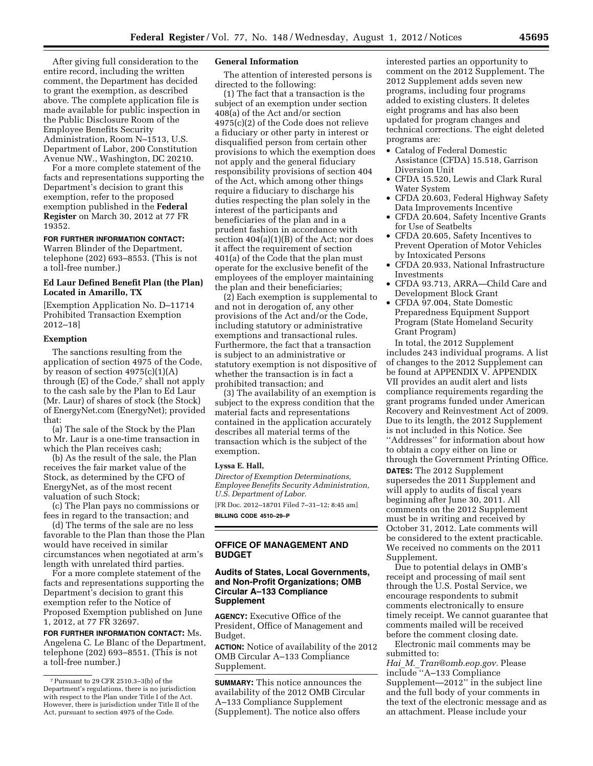After giving full consideration to the entire record, including the written comment, the Department has decided to grant the exemption, as described above. The complete application file is made available for public inspection in the Public Disclosure Room of the Employee Benefits Security Administration, Room N–1513, U.S. Department of Labor, 200 Constitution Avenue NW., Washington, DC 20210.

For a more complete statement of the facts and representations supporting the Department's decision to grant this exemption, refer to the proposed exemption published in the **Federal Register** on March 30, 2012 at 77 FR 19352.

**FOR FURTHER INFORMATION CONTACT:** Warren Blinder of the Department, telephone (202) 693–8553. (This is not a toll-free number.)

### Ed Laur Defined Benefit Plan (the Plan) Located in Amarillo, TX

[Exemption Application No. D–11714 Prohibited Transaction Exemption 2012–18]

#### Exemption

The sanctions resulting from the application of section 4975 of the Code, by reason of section 4975(c)(1)(A) through (E) of the Code,[7] shall not apply to the cash sale by the Plan to Ed Laur (Mr. Laur) of shares of stock (the Stock) of EnergyNet.com (EnergyNet); provided that:

(a) The sale of the Stock by the Plan to Mr. Laur is a one-time transaction in which the Plan receives cash;

(b) As the result of the sale, the Plan receives the fair market value of the Stock, as determined by the CFO of EnergyNet, as of the most recent valuation of such Stock;

(c) The Plan pays no commissions or fees in regard to the transaction; and

(d) The terms of the sale are no less favorable to the Plan than those the Plan would have received in similar circumstances when negotiated at arm's length with unrelated third parties.

For a more complete statement of the facts and representations supporting the Department's decision to grant this exemption refer to the Notice of Proposed Exemption published on June 1, 2012, at 77 FR 32697.

**FOR FURTHER INFORMATION CONTACT:** Ms. Angelena C. Le Blanc of the Department, telephone (202) 693–8551. (This is not a toll-free number.)

[7] Pursuant to 29 CFR 2510.3–3(b) of the Department's regulations, there is no jurisdiction with respect to the Plan under Title I of the Act. However, there is jurisdiction under Title II of the Act, pursuant to section 4975 of the Code.

#### General Information

The attention of interested persons is directed to the following:

(1) The fact that a transaction is the subject of an exemption under section 408(a) of the Act and/or section 4975(c)(2) of the Code does not relieve a fiduciary or other party in interest or disqualified person from certain other provisions to which the exemption does not apply and the general fiduciary responsibility provisions of section 404 of the Act, which among other things require a fiduciary to discharge his duties respecting the plan solely in the interest of the participants and beneficiaries of the plan and in a prudent fashion in accordance with section 404(a)(1)(B) of the Act; nor does it affect the requirement of section 401(a) of the Code that the plan must operate for the exclusive benefit of the employees of the employer maintaining the plan and their beneficiaries;

(2) Each exemption is supplemental to and not in derogation of, any other provisions of the Act and/or the Code, including statutory or administrative exemptions and transactional rules. Furthermore, the fact that a transaction is subject to an administrative or statutory exemption is not dispositive of whether the transaction is in fact a prohibited transaction; and

(3) The availability of an exemption is subject to the express condition that the material facts and representations contained in the application accurately describes all material terms of the transaction which is the subject of the exemption.

**Lyssa E. Hall,**

*Director of Exemption Determinations, Employee Benefits Security Administration, U.S. Department of Labor.*

[FR Doc. 2012–18701 Filed 7–31–12; 8:45 am]

**BILLING CODE 4510–29–P**

## OFFICE OF MANAGEMENT AND BUDGET

### Audits of States, Local Governments, and Non-Profit Organizations; OMB Circular A–133 Compliance Supplement

**AGENCY:** Executive Office of the President, Office of Management and Budget.

**ACTION:** Notice of availability of the 2012 OMB Circular A–133 Compliance Supplement.

**SUMMARY:** This notice announces the availability of the 2012 OMB Circular A–133 Compliance Supplement (Supplement). The notice also offers interested parties an opportunity to comment on the 2012 Supplement. The 2012 Supplement adds seven new programs, including four programs added to existing clusters. It deletes eight programs and has also been updated for program changes and technical corrections. The eight deleted programs are:

- Catalog of Federal Domestic Assistance (CFDA) 15.518, Garrison Diversion Unit
- CFDA 15.520, Lewis and Clark Rural Water System
- CFDA 20.603, Federal Highway Safety Data Improvements Incentive
- CFDA 20.604, Safety Incentive Grants for Use of Seatbelts
- CFDA 20.605, Safety Incentives to Prevent Operation of Motor Vehicles by Intoxicated Persons
- CFDA 20.933, National Infrastructure Investments
- CFDA 93.713, ARRA—Child Care and Development Block Grant
- CFDA 97.004, State Domestic Preparedness Equipment Support Program (State Homeland Security Grant Program)

In total, the 2012 Supplement includes 243 individual programs. A list of changes to the 2012 Supplement can be found at APPENDIX V. APPENDIX VII provides an audit alert and lists compliance requirements regarding the grant programs funded under American Recovery and Reinvestment Act of 2009. Due to its length, the 2012 Supplement is not included in this Notice. See ''Addresses'' for information about how to obtain a copy either on line or through the Government Printing Office.

**DATES:** The 2012 Supplement supersedes the 2011 Supplement and will apply to audits of fiscal years beginning after June 30, 2011. All comments on the 2012 Supplement must be in writing and received by October 31, 2012. Late comments will be considered to the extent practicable. We received no comments on the 2011 Supplement.

Due to potential delays in OMB's receipt and processing of mail sent through the U.S. Postal Service, we encourage respondents to submit comments electronically to ensure timely receipt. We cannot guarantee that comments mailed will be received before the comment closing date.

Electronic mail comments may be submitted to: *Hai_M._Tran@omb.eop.gov.* Please include ''A–133 Compliance Supplement—2012'' in the subject line and the full body of your comments in the text of the electronic message and as an attachment. Please include your